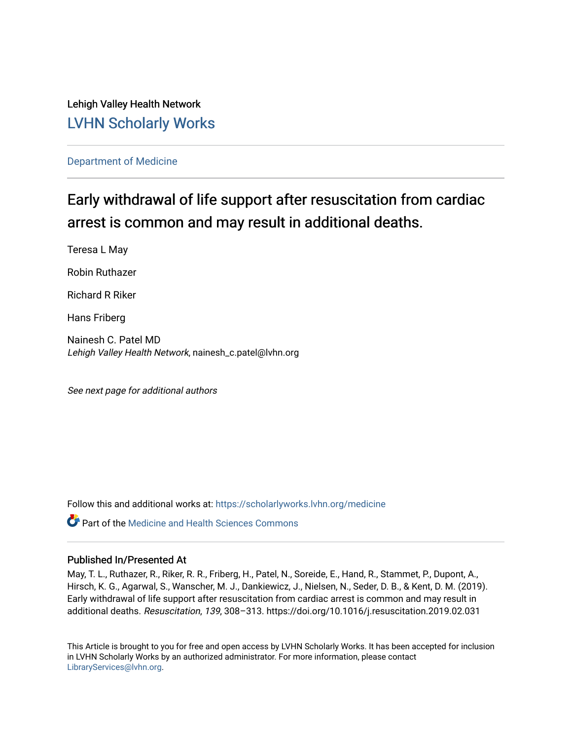Lehigh Valley Health Network

## LVHN Scholarly Works

Department of Medicine

# Early withdrawal of life support after resuscitation from cardiac arrest is common and may result in additional deaths.

Teresa L May

Robin Ruthazer

Richard R Riker

Hans Friberg

Nainesh C. Patel MD
*Lehigh Valley Health Network*, nainesh_c.patel@lvhn.org

*See next page for additional authors*

Follow this and additional works at: https://scholarlyworks.lvhn.org/medicine

Part of the Medicine and Health Sciences Commons

### Published In/Presented At

May, T. L., Ruthazer, R., Riker, R. R., Friberg, H., Patel, N., Soreide, E., Hand, R., Stammet, P., Dupont, A., Hirsch, K. G., Agarwal, S., Wanscher, M. J., Dankiewicz, J., Nielsen, N., Seder, D. B., & Kent, D. M. (2019). Early withdrawal of life support after resuscitation from cardiac arrest is common and may result in additional deaths. *Resuscitation*, *139*, 308–313. https://doi.org/10.1016/j.resuscitation.2019.02.031

This Article is brought to you for free and open access by LVHN Scholarly Works. It has been accepted for inclusion in LVHN Scholarly Works by an authorized administrator. For more information, please contact LibraryServices@lvhn.org.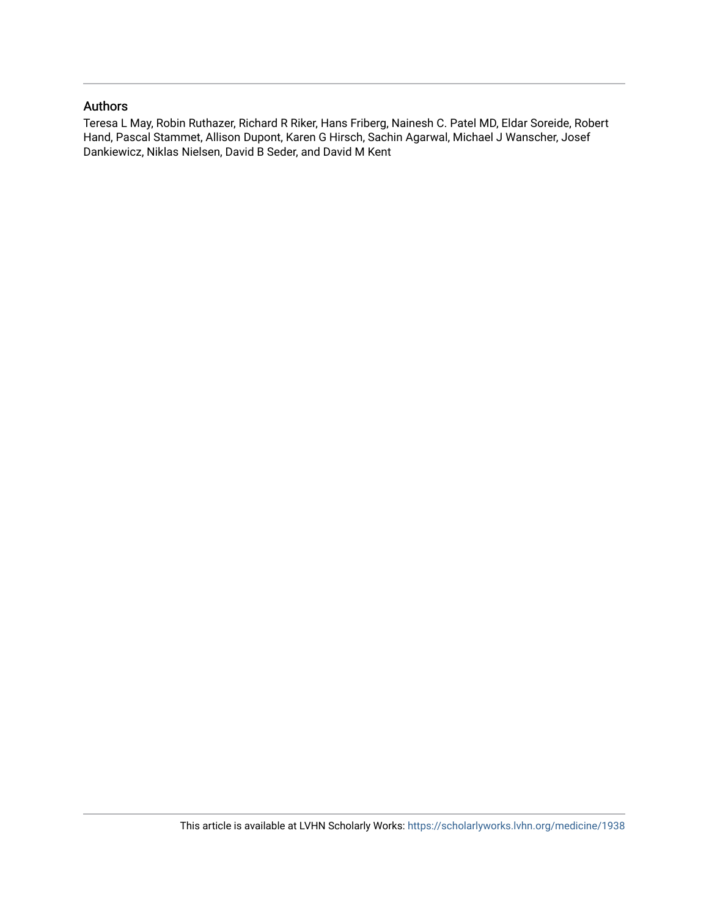## Authors

Teresa L May, Robin Ruthazer, Richard R Riker, Hans Friberg, Nainesh C. Patel MD, Eldar Soreide, Robert Hand, Pascal Stammet, Allison Dupont, Karen G Hirsch, Sachin Agarwal, Michael J Wanscher, Josef Dankiewicz, Niklas Nielsen, David B Seder, and David M Kent

This article is available at LVHN Scholarly Works: https://scholarlyworks.lvhn.org/medicine/1938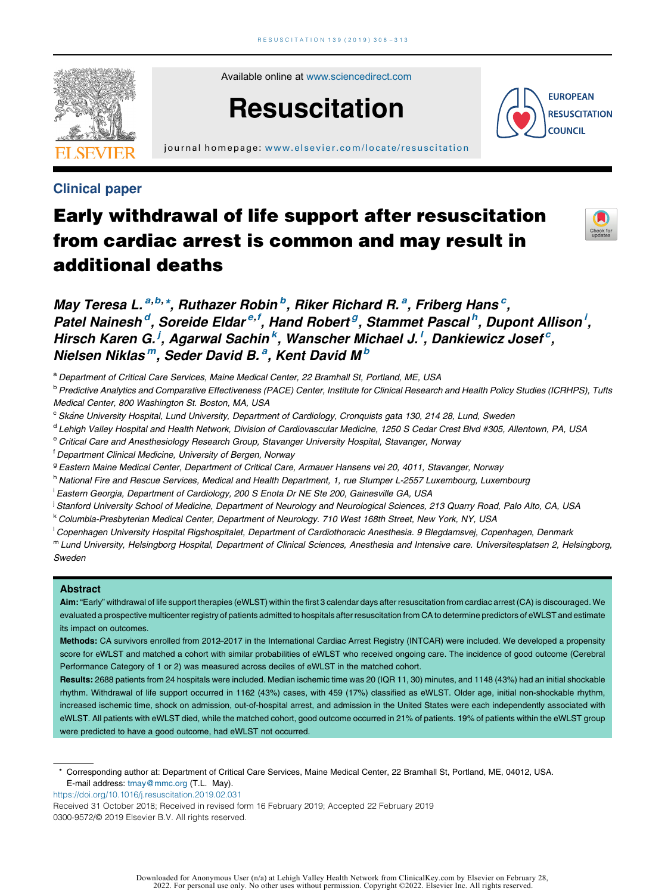Available online at www.sciencedirect.com

# Resuscitation

journal homepage: www.elsevier.com/locate/resuscitation

## Clinical paper

# Early withdrawal of life support after resuscitation from cardiac arrest is common and may result in additional deaths

*May Teresa L.*[a,b,*], *Ruthazer Robin*[b], *Riker Richard R.*[a], *Friberg Hans*[c], *Patel Nainesh*[d], *Soreide Eldar*[e,f], *Hand Robert*[g], *Stammet Pascal*[h], *Dupont Allison*[i], *Hirsch Karen G.*[j], *Agarwal Sachin*[k], *Wanscher Michael J.*[l], *Dankiewicz Josef*[c], *Nielsen Niklas*[m], *Seder David B.*[a], *Kent David M*[b]

[a] Department of Critical Care Services, Maine Medical Center, 22 Bramhall St, Portland, ME, USA

[b] Predictive Analytics and Comparative Effectiveness (PACE) Center, Institute for Clinical Research and Health Policy Studies (ICRHPS), Tufts Medical Center, 800 Washington St. Boston, MA, USA

[c] Skåne University Hospital, Lund University, Department of Cardiology, Cronquists gata 130, 214 28, Lund, Sweden

[d] Lehigh Valley Hospital and Health Network, Division of Cardiovascular Medicine, 1250 S Cedar Crest Blvd #305, Allentown, PA, USA

[e] Critical Care and Anesthesiology Research Group, Stavanger University Hospital, Stavanger, Norway

[f] Department Clinical Medicine, University of Bergen, Norway

[g] Eastern Maine Medical Center, Department of Critical Care, Armauer Hansens vei 20, 4011, Stavanger, Norway

[h] National Fire and Rescue Services, Medical and Health Department, 1, rue Stumper L-2557 Luxembourg, Luxembourg

[i] Eastern Georgia, Department of Cardiology, 200 S Enota Dr NE Ste 200, Gainesville GA, USA

[j] Stanford University School of Medicine, Department of Neurology and Neurological Sciences, 213 Quarry Road, Palo Alto, CA, USA

[k] Columbia-Presbyterian Medical Center, Department of Neurology. 710 West 168th Street, New York, NY, USA

[l] Copenhagen University Hospital Rigshospitalet, Department of Cardiothoracic Anesthesia. 9 Blegdamsvej, Copenhagen, Denmark

[m] Lund University, Helsingborg Hospital, Department of Clinical Sciences, Anesthesia and Intensive care. Universitesplatsen 2, Helsingborg, Sweden

### Abstract

**Aim:** "Early" withdrawal of life support therapies (eWLST) within the first 3 calendar days after resuscitation from cardiac arrest (CA) is discouraged. We evaluated a prospective multicenter registry of patients admitted to hospitals after resuscitation from CA to determine predictors of eWLST and estimate its impact on outcomes.

**Methods:** CA survivors enrolled from 2012–2017 in the International Cardiac Arrest Registry (INTCAR) were included. We developed a propensity score for eWLST and matched a cohort with similar probabilities of eWLST who received ongoing care. The incidence of good outcome (Cerebral Performance Category of 1 or 2) was measured across deciles of eWLST in the matched cohort.

**Results:** 2688 patients from 24 hospitals were included. Median ischemic time was 20 (IQR 11, 30) minutes, and 1148 (43%) had an initial shockable rhythm. Withdrawal of life support occurred in 1162 (43%) cases, with 459 (17%) classified as eWLST. Older age, initial non-shockable rhythm, increased ischemic time, shock on admission, out-of-hospital arrest, and admission in the United States were each independently associated with eWLST. All patients with eWLST died, while the matched cohort, good outcome occurred in 21% of patients. 19% of patients within the eWLST group were predicted to have a good outcome, had eWLST not occurred.

---

\* Corresponding author at: Department of Critical Care Services, Maine Medical Center, 22 Bramhall St, Portland, ME, 04012, USA.
E-mail address: tmay@mmc.org (T.L. May).

https://doi.org/10.1016/j.resuscitation.2019.02.031

Received 31 October 2018; Received in revised form 16 February 2019; Accepted 22 February 2019

0300-9572/© 2019 Elsevier B.V. All rights reserved.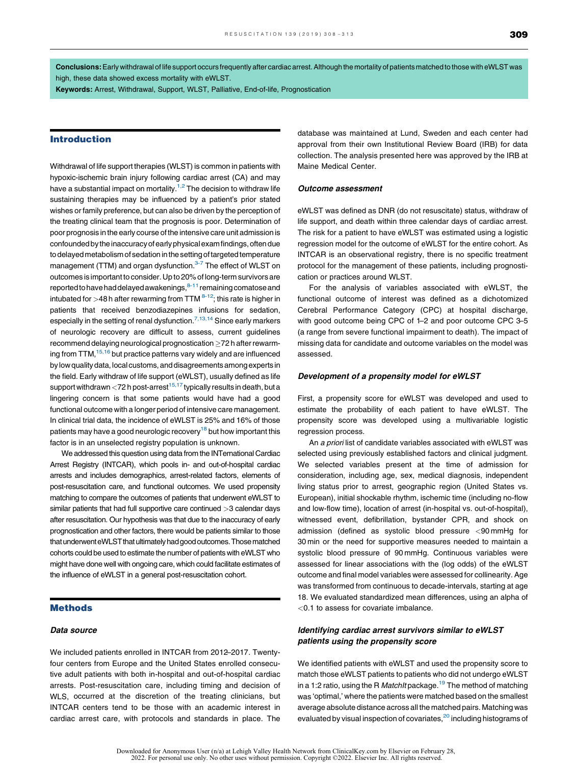**Conclusions:** Early withdrawal of life support occurs frequently after cardiac arrest. Although the mortality of patients matched to those with eWLST was high, these data showed excess mortality with eWLST.

**Keywords:** Arrest, Withdrawal, Support, WLST, Palliative, End-of-life, Prognostication

## Introduction

Withdrawal of life support therapies (WLST) is common in patients with hypoxic-ischemic brain injury following cardiac arrest (CA) and may have a substantial impact on mortality.[1,2] The decision to withdraw life sustaining therapies may be influenced by a patient's prior stated wishes or family preference, but can also be driven by the perception of the treating clinical team that the prognosis is poor. Determination of poor prognosis in the early course of the intensive care unit admission is confounded by the inaccuracy of early physical exam findings, often due to delayed metabolism of sedation in the setting of targeted temperature management (TTM) and organ dysfunction.[3–7] The effect of WLST on outcomes is important to consider. Up to 20% of long-term survivors are reported to have had delayed awakenings,[8–11] remaining comatose and intubated for >48 h after rewarming from TTM [8–12]; this rate is higher in patients that received benzodiazepines infusions for sedation, especially in the setting of renal dysfunction.[7,13,14] Since early markers of neurologic recovery are difficult to assess, current guidelines recommend delaying neurological prognostication ≥72 h after rewarming from TTM,[15,16] but practice patterns vary widely and are influenced by low quality data, local customs, and disagreements among experts in the field. Early withdraw of life support (eWLST), usually defined as life support withdrawn <72 h post-arrest[15,17] typically results in death, but a lingering concern is that some patients would have had a good functional outcome with a longer period of intensive care management. In clinical trial data, the incidence of eWLST is 25% and 16% of those patients may have a good neurologic recovery[18] but how important this factor is in an unselected registry population is unknown.

We addressed this question using data from the INTernational Cardiac Arrest Registry (INTCAR), which pools in- and out-of-hospital cardiac arrests and includes demographics, arrest-related factors, elements of post-resuscitation care, and functional outcomes. We used propensity matching to compare the outcomes of patients that underwent eWLST to similar patients that had full supportive care continued >3 calendar days after resuscitation. Our hypothesis was that due to the inaccuracy of early prognostication and other factors, there would be patients similar to those that underwent eWLST that ultimately had good outcomes. Those matched cohorts could be used to estimate the number of patients with eWLST who might have done well with ongoing care, which could facilitate estimates of the influence of eWLST in a general post-resuscitation cohort.

## Methods

### Data source

We included patients enrolled in INTCAR from 2012–2017. Twenty-four centers from Europe and the United States enrolled consecutive adult patients with both in-hospital and out-of-hospital cardiac arrests. Post-resuscitation care, including timing and decision of WLS, occurred at the discretion of the treating clinicians, but INTCAR centers tend to be those with an academic interest in cardiac arrest care, with protocols and standards in place. The database was maintained at Lund, Sweden and each center had approval from their own Institutional Review Board (IRB) for data collection. The analysis presented here was approved by the IRB at Maine Medical Center.

### Outcome assessment

eWLST was defined as DNR (do not resuscitate) status, withdraw of life support, and death within three calendar days of cardiac arrest. The risk for a patient to have eWLST was estimated using a logistic regression model for the outcome of eWLST for the entire cohort. As INTCAR is an observational registry, there is no specific treatment protocol for the management of these patients, including prognostication or practices around WLST.

For the analysis of variables associated with eWLST, the functional outcome of interest was defined as a dichotomized Cerebral Performance Category (CPC) at hospital discharge, with good outcome being CPC of 1–2 and poor outcome CPC 3–5 (a range from severe functional impairment to death). The impact of missing data for candidate and outcome variables on the model was assessed.

### Development of a propensity model for eWLST

First, a propensity score for eWLST was developed and used to estimate the probability of each patient to have eWLST. The propensity score was developed using a multivariable logistic regression process.

An *a priori* list of candidate variables associated with eWLST was selected using previously established factors and clinical judgment. We selected variables present at the time of admission for consideration, including age, sex, medical diagnosis, independent living status prior to arrest, geographic region (United States vs. European), initial shockable rhythm, ischemic time (including no-flow and low-flow time), location of arrest (in-hospital vs. out-of-hospital), witnessed event, defibrillation, bystander CPR, and shock on admission (defined as systolic blood pressure <90 mmHg for 30 min or the need for supportive measures needed to maintain a systolic blood pressure of 90 mmHg. Continuous variables were assessed for linear associations with the (log odds) of the eWLST outcome and final model variables were assessed for collinearity. Age was transformed from continuous to decade-intervals, starting at age 18. We evaluated standardized mean differences, using an alpha of <0.1 to assess for covariate imbalance.

### Identifying cardiac arrest survivors similar to eWLST patients using the propensity score

We identified patients with eWLST and used the propensity score to match those eWLST patients to patients who did not undergo eWLST in a 1:2 ratio, using the R *MatchIt* package.[19] The method of matching was 'optimal,' where the patients were matched based on the smallest average absolute distance across all the matched pairs. Matching was evaluated by visual inspection of covariates,[20] including histograms of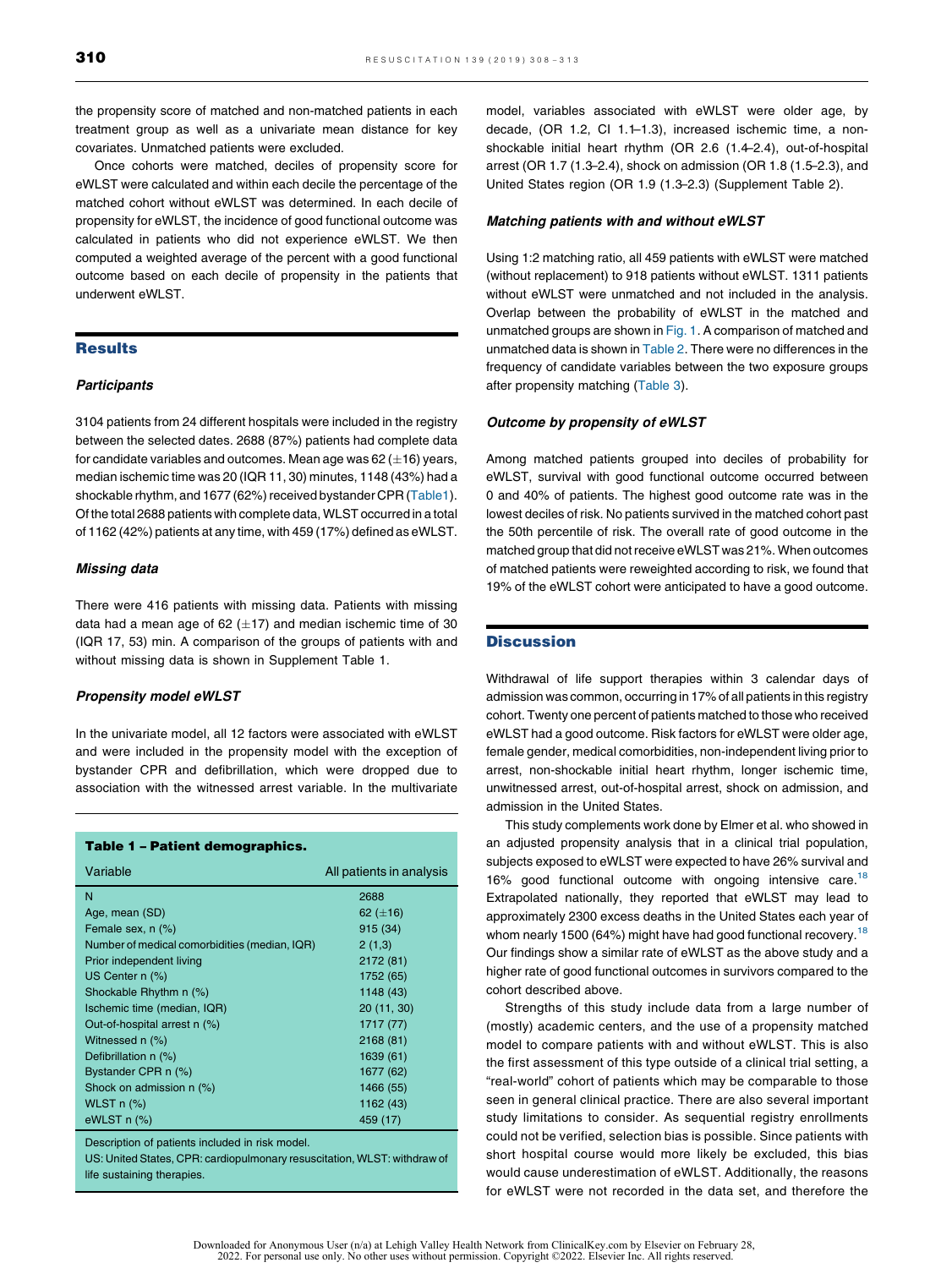the propensity score of matched and non-matched patients in each treatment group as well as a univariate mean distance for key covariates. Unmatched patients were excluded.

Once cohorts were matched, deciles of propensity score for eWLST were calculated and within each decile the percentage of the matched cohort without eWLST was determined. In each decile of propensity for eWLST, the incidence of good functional outcome was calculated in patients who did not experience eWLST. We then computed a weighted average of the percent with a good functional outcome based on each decile of propensity in the patients that underwent eWLST.

## Results

### Participants

3104 patients from 24 different hospitals were included in the registry between the selected dates. 2688 (87%) patients had complete data for candidate variables and outcomes. Mean age was 62 (±16) years, median ischemic time was 20 (IQR 11, 30) minutes, 1148 (43%) had a shockable rhythm, and 1677 (62%) received bystander CPR (Table1). Of the total 2688 patients with complete data, WLST occurred in a total of 1162 (42%) patients at any time, with 459 (17%) defined as eWLST.

### Missing data

There were 416 patients with missing data. Patients with missing data had a mean age of 62 (±17) and median ischemic time of 30 (IQR 17, 53) min. A comparison of the groups of patients with and without missing data is shown in Supplement Table 1.

### Propensity model eWLST

In the univariate model, all 12 factors were associated with eWLST and were included in the propensity model with the exception of bystander CPR and defibrillation, which were dropped due to association with the witnessed arrest variable. In the multivariate model, variables associated with eWLST were older age, by decade, (OR 1.2, CI 1.1–1.3), increased ischemic time, a non-shockable initial heart rhythm (OR 2.6 (1.4–2.4), out-of-hospital arrest (OR 1.7 (1.3–2.4), shock on admission (OR 1.8 (1.5–2.3), and United States region (OR 1.9 (1.3–2.3) (Supplement Table 2).

**Table 1 – Patient demographics.**

| Variable | All patients in analysis |
|---|---|
| N | 2688 |
| Age, mean (SD) | 62 (±16) |
| Female sex, n (%) | 915 (34) |
| Number of medical comorbidities (median, IQR) | 2 (1,3) |
| Prior independent living | 2172 (81) |
| US Center n (%) | 1752 (65) |
| Shockable Rhythm n (%) | 1148 (43) |
| Ischemic time (median, IQR) | 20 (11, 30) |
| Out-of-hospital arrest n (%) | 1717 (77) |
| Witnessed n (%) | 2168 (81) |
| Defibrillation n (%) | 1639 (61) |
| Bystander CPR n (%) | 1677 (62) |
| Shock on admission n (%) | 1466 (55) |
| WLST n (%) | 1162 (43) |
| eWLST n (%) | 459 (17) |

Description of patients included in risk model.
US: United States, CPR: cardiopulmonary resuscitation, WLST: withdraw of life sustaining therapies.

### Matching patients with and without eWLST

Using 1:2 matching ratio, all 459 patients with eWLST were matched (without replacement) to 918 patients without eWLST. 1311 patients without eWLST were unmatched and not included in the analysis. Overlap between the probability of eWLST in the matched and unmatched groups are shown in Fig. 1. A comparison of matched and unmatched data is shown in Table 2. There were no differences in the frequency of candidate variables between the two exposure groups after propensity matching (Table 3).

### Outcome by propensity of eWLST

Among matched patients grouped into deciles of probability for eWLST, survival with good functional outcome occurred between 0 and 40% of patients. The highest good outcome rate was in the lowest deciles of risk. No patients survived in the matched cohort past the 50th percentile of risk. The overall rate of good outcome in the matched group that did not receive eWLST was 21%. When outcomes of matched patients were reweighted according to risk, we found that 19% of the eWLST cohort were anticipated to have a good outcome.

## Discussion

Withdrawal of life support therapies within 3 calendar days of admission was common, occurring in 17% of all patients in this registry cohort. Twenty one percent of patients matched to those who received eWLST had a good outcome. Risk factors for eWLST were older age, female gender, medical comorbidities, non-independent living prior to arrest, non-shockable initial heart rhythm, longer ischemic time, unwitnessed arrest, out-of-hospital arrest, shock on admission, and admission in the United States.

This study complements work done by Elmer et al. who showed in an adjusted propensity analysis that in a clinical trial population, subjects exposed to eWLST were expected to have 26% survival and 16% good functional outcome with ongoing intensive care.[18] Extrapolated nationally, they reported that eWLST may lead to approximately 2300 excess deaths in the United States each year of whom nearly 1500 (64%) might have had good functional recovery.[18] Our findings show a similar rate of eWLST as the above study and a higher rate of good functional outcomes in survivors compared to the cohort described above.

Strengths of this study include data from a large number of (mostly) academic centers, and the use of a propensity matched model to compare patients with and without eWLST. This is also the first assessment of this type outside of a clinical trial setting, a "real-world" cohort of patients which may be comparable to those seen in general clinical practice. There are also several important study limitations to consider. As sequential registry enrollments could not be verified, selection bias is possible. Since patients with short hospital course would more likely be excluded, this bias would cause underestimation of eWLST. Additionally, the reasons for eWLST were not recorded in the data set, and therefore the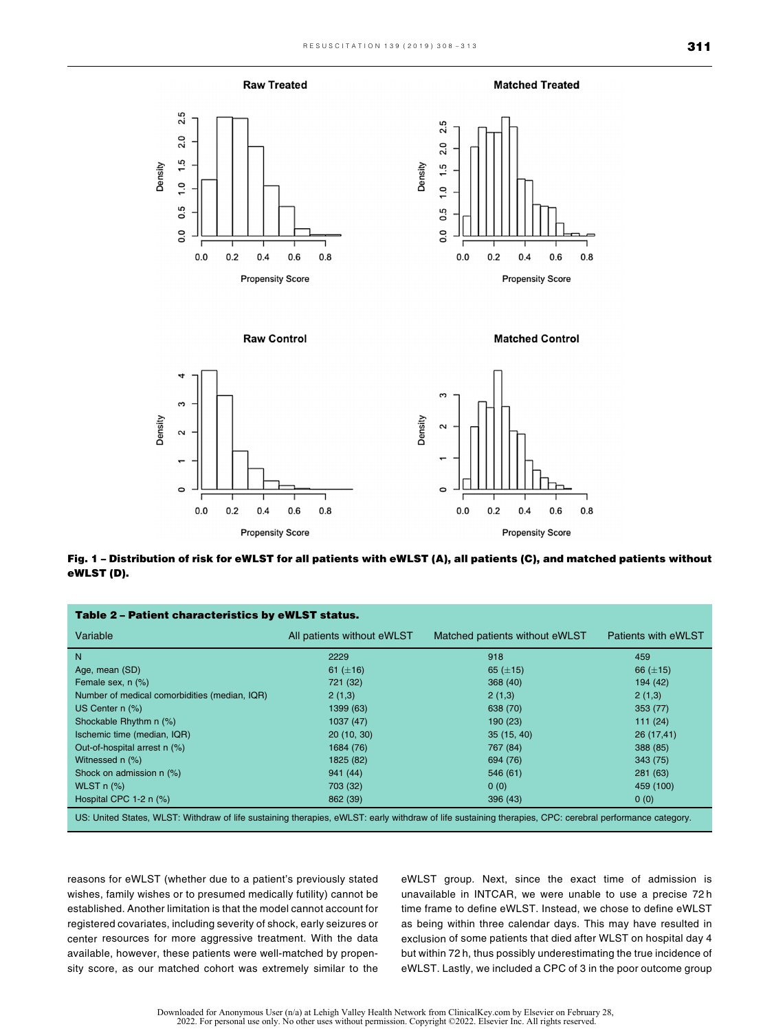Fig. 1 – Distribution of risk for eWLST for all patients with eWLST (A), all patients (C), and matched patients without eWLST (D).

**Table 2 – Patient characteristics by eWLST status.**

| Variable | All patients without eWLST | Matched patients without eWLST | Patients with eWLST |
|---|---|---|---|
| N | 2229 | 918 | 459 |
| Age, mean (SD) | 61 (±16) | 65 (±15) | 66 (±15) |
| Female sex, n (%) | 721 (32) | 368 (40) | 194 (42) |
| Number of medical comorbidities (median, IQR) | 2 (1,3) | 2 (1,3) | 2 (1,3) |
| US Center n (%) | 1399 (63) | 638 (70) | 353 (77) |
| Shockable Rhythm n (%) | 1037 (47) | 190 (23) | 111 (24) |
| Ischemic time (median, IQR) | 20 (10, 30) | 35 (15, 40) | 26 (17,41) |
| Out-of-hospital arrest n (%) | 1684 (76) | 767 (84) | 388 (85) |
| Witnessed n (%) | 1825 (82) | 694 (76) | 343 (75) |
| Shock on admission n (%) | 941 (44) | 546 (61) | 281 (63) |
| WLST n (%) | 703 (32) | 0 (0) | 459 (100) |
| Hospital CPC 1-2 n (%) | 862 (39) | 396 (43) | 0 (0) |

US: United States, WLST: Withdraw of life sustaining therapies, eWLST: early withdraw of life sustaining therapies, CPC: cerebral performance category.

reasons for eWLST (whether due to a patient's previously stated wishes, family wishes or to presumed medically futility) cannot be established. Another limitation is that the model cannot account for registered covariates, including severity of shock, early seizures or center resources for more aggressive treatment. With the data available, however, these patients were well-matched by propensity score, as our matched cohort was extremely similar to the eWLST group. Next, since the exact time of admission is unavailable in INTCAR, we were unable to use a precise 72 h time frame to define eWLST. Instead, we chose to define eWLST as being within three calendar days. This may have resulted in exclusion of some patients that died after WLST on hospital day 4 but within 72 h, thus possibly underestimating the true incidence of eWLST. Lastly, we included a CPC of 3 in the poor outcome group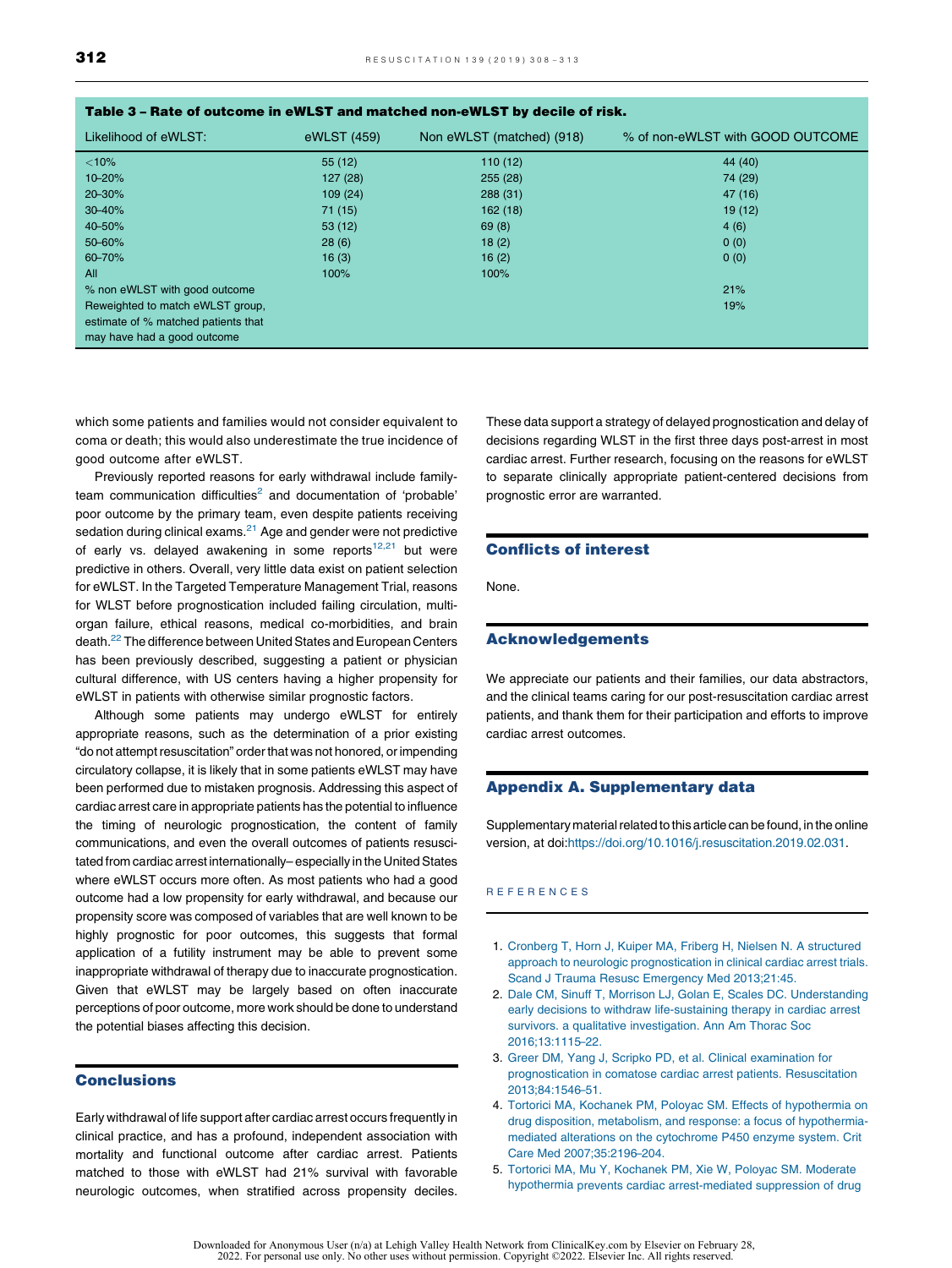**Table 3 – Rate of outcome in eWLST and matched non-eWLST by decile of risk.**

| Likelihood of eWLST: | eWLST (459) | Non eWLST (matched) (918) | % of non-eWLST with GOOD OUTCOME |
|---|---|---|---|
| <10% | 55 (12) | 110 (12) | 44 (40) |
| 10–20% | 127 (28) | 255 (28) | 74 (29) |
| 20–30% | 109 (24) | 288 (31) | 47 (16) |
| 30–40% | 71 (15) | 162 (18) | 19 (12) |
| 40–50% | 53 (12) | 69 (8) | 4 (6) |
| 50–60% | 28 (6) | 18 (2) | 0 (0) |
| 60–70% | 16 (3) | 16 (2) | 0 (0) |
| All | 100% | 100% | |
| % non eWLST with good outcome | | | 21% |
| Reweighted to match eWLST group, estimate of % matched patients that may have had a good outcome | | | 19% |

which some patients and families would not consider equivalent to coma or death; this would also underestimate the true incidence of good outcome after eWLST.

Previously reported reasons for early withdrawal include family-team communication difficulties[2] and documentation of 'probable' poor outcome by the primary team, even despite patients receiving sedation during clinical exams.[21] Age and gender were not predictive of early vs. delayed awakening in some reports[12,21] but were predictive in others. Overall, very little data exist on patient selection for eWLST. In the Targeted Temperature Management Trial, reasons for WLST before prognostication included failing circulation, multi-organ failure, ethical reasons, medical co-morbidities, and brain death.[22] The difference between United States and European Centers has been previously described, suggesting a patient or physician cultural difference, with US centers having a higher propensity for eWLST in patients with otherwise similar prognostic factors.

Although some patients may undergo eWLST for entirely appropriate reasons, such as the determination of a prior existing "do not attempt resuscitation" order that was not honored, or impending circulatory collapse, it is likely that in some patients eWLST may have been performed due to mistaken prognosis. Addressing this aspect of cardiac arrest care in appropriate patients has the potential to influence the timing of neurologic prognostication, the content of family communications, and even the overall outcomes of patients resuscitated from cardiac arrest internationally– especially in the United States where eWLST occurs more often. As most patients who had a good outcome had a low propensity for early withdrawal, and because our propensity score was composed of variables that are well known to be highly prognostic for poor outcomes, this suggests that formal application of a futility instrument may be able to prevent some inappropriate withdrawal of therapy due to inaccurate prognostication. Given that eWLST may be largely based on often inaccurate perceptions of poor outcome, more work should be done to understand the potential biases affecting this decision.

## Conclusions

Early withdrawal of life support after cardiac arrest occurs frequently in clinical practice, and has a profound, independent association with mortality and functional outcome after cardiac arrest. Patients matched to those with eWLST had 21% survival with favorable neurologic outcomes, when stratified across propensity deciles. These data support a strategy of delayed prognostication and delay of decisions regarding WLST in the first three days post-arrest in most cardiac arrest. Further research, focusing on the reasons for eWLST to separate clinically appropriate patient-centered decisions from prognostic error are warranted.

## Conflicts of interest

None.

## Acknowledgements

We appreciate our patients and their families, our data abstractors, and the clinical teams caring for our post-resuscitation cardiac arrest patients, and thank them for their participation and efforts to improve cardiac arrest outcomes.

## Appendix A. Supplementary data

Supplementary material related to this article can be found, in the online version, at doi:https://doi.org/10.1016/j.resuscitation.2019.02.031.

## REFERENCES

1. Cronberg T, Horn J, Kuiper MA, Friberg H, Nielsen N. A structured approach to neurologic prognostication in clinical cardiac arrest trials. Scand J Trauma Resusc Emergency Med 2013;21:45.
2. Dale CM, Sinuff T, Morrison LJ, Golan E, Scales DC. Understanding early decisions to withdraw life-sustaining therapy in cardiac arrest survivors. a qualitative investigation. Ann Am Thorac Soc 2016;13:1115–22.
3. Greer DM, Yang J, Scripko PD, et al. Clinical examination for prognostication in comatose cardiac arrest patients. Resuscitation 2013;84:1546–51.
4. Tortorici MA, Kochanek PM, Poloyac SM. Effects of hypothermia on drug disposition, metabolism, and response: a focus of hypothermia-mediated alterations on the cytochrome P450 enzyme system. Crit Care Med 2007;35:2196–204.
5. Tortorici MA, Mu Y, Kochanek PM, Xie W, Poloyac SM. Moderate hypothermia prevents cardiac arrest-mediated suppression of drug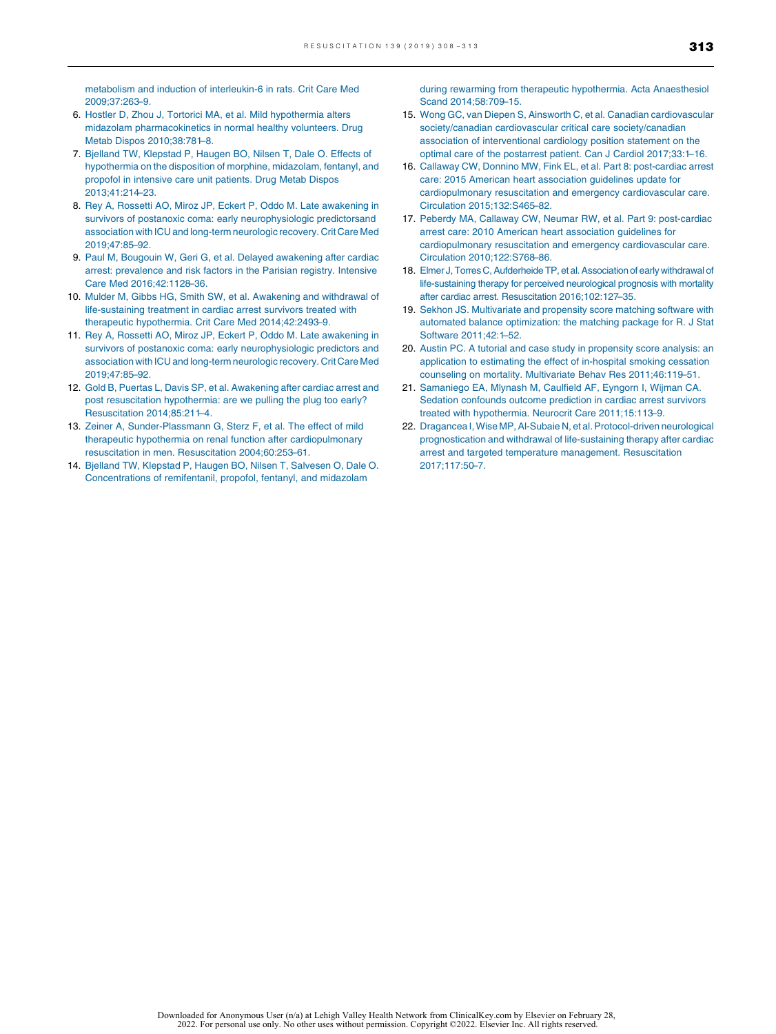metabolism and induction of interleukin-6 in rats. Crit Care Med 2009;37:263–9.

6. Hostler D, Zhou J, Tortorici MA, et al. Mild hypothermia alters midazolam pharmacokinetics in normal healthy volunteers. Drug Metab Dispos 2010;38:781–8.
7. Bjelland TW, Klepstad P, Haugen BO, Nilsen T, Dale O. Effects of hypothermia on the disposition of morphine, midazolam, fentanyl, and propofol in intensive care unit patients. Drug Metab Dispos 2013;41:214–23.
8. Rey A, Rossetti AO, Miroz JP, Eckert P, Oddo M. Late awakening in survivors of postanoxic coma: early neurophysiologic predictorsand association with ICU and long-term neurologic recovery. Crit Care Med 2019;47:85–92.
9. Paul M, Bougouin W, Geri G, et al. Delayed awakening after cardiac arrest: prevalence and risk factors in the Parisian registry. Intensive Care Med 2016;42:1128–36.
10. Mulder M, Gibbs HG, Smith SW, et al. Awakening and withdrawal of life-sustaining treatment in cardiac arrest survivors treated with therapeutic hypothermia. Crit Care Med 2014;42:2493–9.
11. Rey A, Rossetti AO, Miroz JP, Eckert P, Oddo M. Late awakening in survivors of postanoxic coma: early neurophysiologic predictors and association with ICU and long-term neurologic recovery. Crit Care Med 2019;47:85–92.
12. Gold B, Puertas L, Davis SP, et al. Awakening after cardiac arrest and post resuscitation hypothermia: are we pulling the plug too early? Resuscitation 2014;85:211–4.
13. Zeiner A, Sunder-Plassmann G, Sterz F, et al. The effect of mild therapeutic hypothermia on renal function after cardiopulmonary resuscitation in men. Resuscitation 2004;60:253–61.
14. Bjelland TW, Klepstad P, Haugen BO, Nilsen T, Salvesen O, Dale O. Concentrations of remifentanil, propofol, fentanyl, and midazolam during rewarming from therapeutic hypothermia. Acta Anaesthesiol Scand 2014;58:709–15.
15. Wong GC, van Diepen S, Ainsworth C, et al. Canadian cardiovascular society/canadian cardiovascular critical care society/canadian association of interventional cardiology position statement on the optimal care of the postarrest patient. Can J Cardiol 2017;33:1–16.
16. Callaway CW, Donnino MW, Fink EL, et al. Part 8: post-cardiac arrest care: 2015 American heart association guidelines update for cardiopulmonary resuscitation and emergency cardiovascular care. Circulation 2015;132:S465–82.
17. Peberdy MA, Callaway CW, Neumar RW, et al. Part 9: post-cardiac arrest care: 2010 American heart association guidelines for cardiopulmonary resuscitation and emergency cardiovascular care. Circulation 2010;122:S768–86.
18. Elmer J, Torres C, Aufderheide TP, et al. Association of early withdrawal of life-sustaining therapy for perceived neurological prognosis with mortality after cardiac arrest. Resuscitation 2016;102:127–35.
19. Sekhon JS. Multivariate and propensity score matching software with automated balance optimization: the matching package for R. J Stat Software 2011;42:1–52.
20. Austin PC. A tutorial and case study in propensity score analysis: an application to estimating the effect of in-hospital smoking cessation counseling on mortality. Multivariate Behav Res 2011;46:119–51.
21. Samaniego EA, Mlynash M, Caulfield AF, Eyngorn I, Wijman CA. Sedation confounds outcome prediction in cardiac arrest survivors treated with hypothermia. Neurocrit Care 2011;15:113–9.
22. Dragancea I, Wise MP, Al-Subaie N, et al. Protocol-driven neurological prognostication and withdrawal of life-sustaining therapy after cardiac arrest and targeted temperature management. Resuscitation 2017;117:50–7.